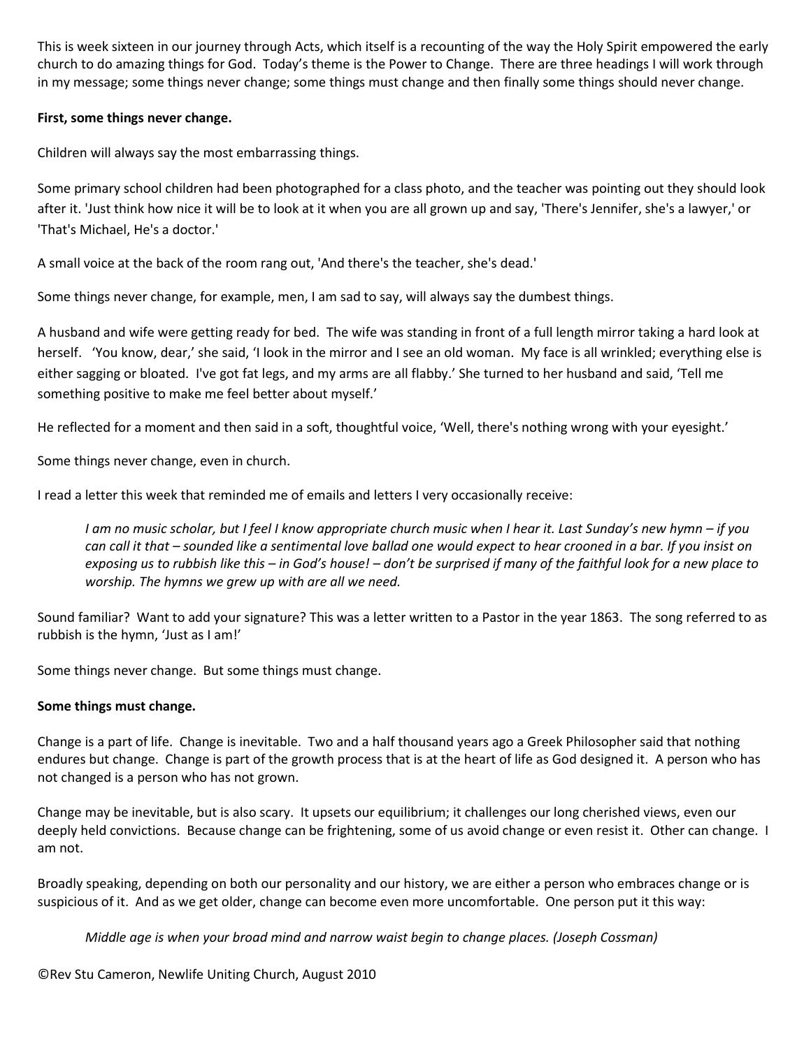This is week sixteen in our journey through Acts, which itself is a recounting of the way the Holy Spirit empowered the early church to do amazing things for God. Today's theme is the Power to Change. There are three headings I will work through in my message; some things never change; some things must change and then finally some things should never change.

**First, some things never change.**

Children will always say the most embarrassing things.

Some primary school children had been photographed for a class photo, and the teacher was pointing out they should look after it. 'Just think how nice it will be to look at it when you are all grown up and say, 'There's Jennifer, she's a lawyer,' or 'That's Michael, He's a doctor.'

A small voice at the back of the room rang out, 'And there's the teacher, she's dead.'

Some things never change, for example, men, I am sad to say, will always say the dumbest things.

A husband and wife were getting ready for bed. The wife was standing in front of a full length mirror taking a hard look at herself. 'You know, dear,' she said, 'I look in the mirror and I see an old woman. My face is all wrinkled; everything else is either sagging or bloated. I've got fat legs, and my arms are all flabby.' She turned to her husband and said, 'Tell me something positive to make me feel better about myself.'

He reflected for a moment and then said in a soft, thoughtful voice, 'Well, there's nothing wrong with your eyesight.'

Some things never change, even in church.

I read a letter this week that reminded me of emails and letters I very occasionally receive:

> *I am no music scholar, but I feel I know appropriate church music when I hear it. Last Sunday's new hymn – if you can call it that – sounded like a sentimental love ballad one would expect to hear crooned in a bar. If you insist on exposing us to rubbish like this – in God's house! – don't be surprised if many of the faithful look for a new place to worship. The hymns we grew up with are all we need.*

Sound familiar? Want to add your signature? This was a letter written to a Pastor in the year 1863. The song referred to as rubbish is the hymn, 'Just as I am!'

Some things never change. But some things must change.

**Some things must change.**

Change is a part of life. Change is inevitable. Two and a half thousand years ago a Greek Philosopher said that nothing endures but change. Change is part of the growth process that is at the heart of life as God designed it. A person who has not changed is a person who has not grown.

Change may be inevitable, but is also scary. It upsets our equilibrium; it challenges our long cherished views, even our deeply held convictions. Because change can be frightening, some of us avoid change or even resist it. Other can change. I am not.

Broadly speaking, depending on both our personality and our history, we are either a person who embraces change or is suspicious of it. And as we get older, change can become even more uncomfortable. One person put it this way:

> *Middle age is when your broad mind and narrow waist begin to change places. (Joseph Cossman)*

©Rev Stu Cameron, Newlife Uniting Church, August 2010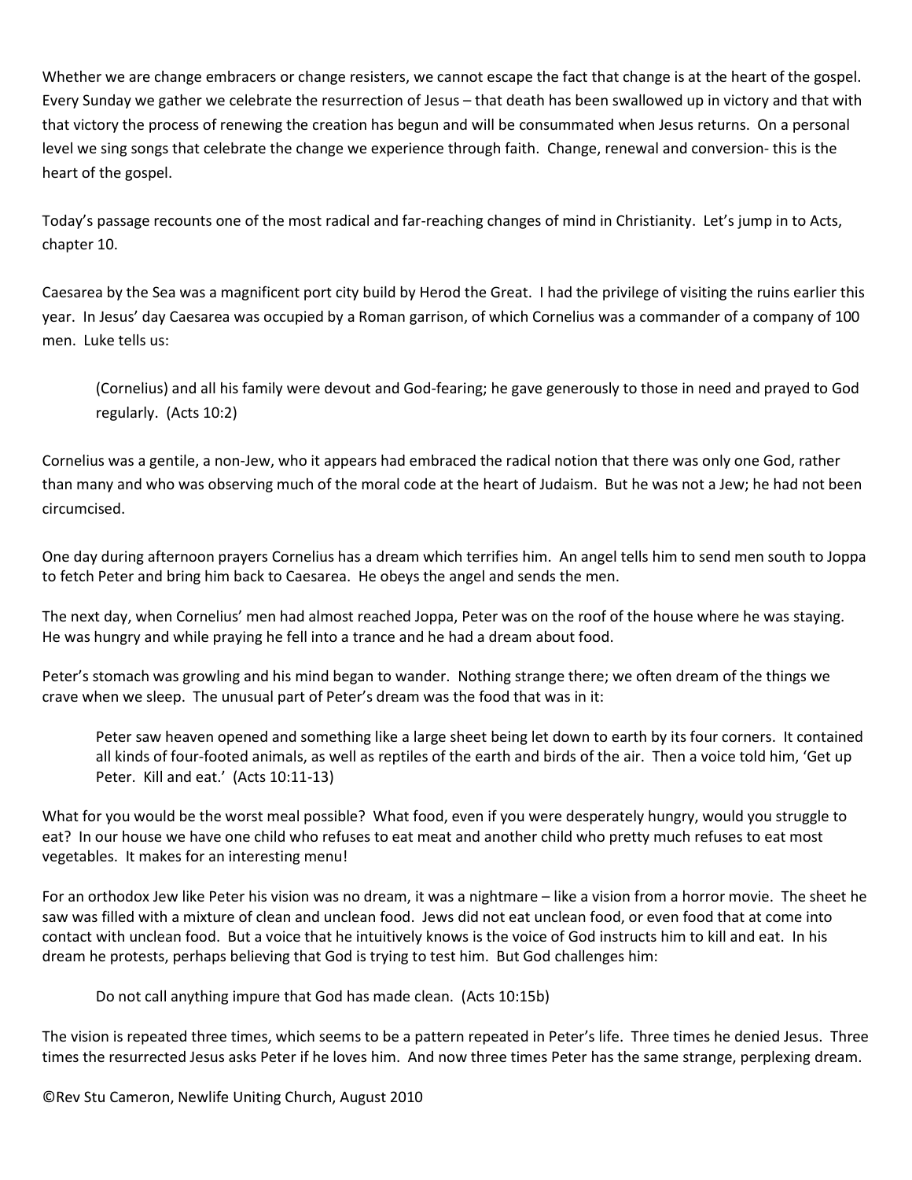Whether we are change embracers or change resisters, we cannot escape the fact that change is at the heart of the gospel. Every Sunday we gather we celebrate the resurrection of Jesus – that death has been swallowed up in victory and that with that victory the process of renewing the creation has begun and will be consummated when Jesus returns. On a personal level we sing songs that celebrate the change we experience through faith. Change, renewal and conversion- this is the heart of the gospel.

Today's passage recounts one of the most radical and far-reaching changes of mind in Christianity. Let's jump in to Acts, chapter 10.

Caesarea by the Sea was a magnificent port city build by Herod the Great. I had the privilege of visiting the ruins earlier this year. In Jesus' day Caesarea was occupied by a Roman garrison, of which Cornelius was a commander of a company of 100 men. Luke tells us:

> (Cornelius) and all his family were devout and God-fearing; he gave generously to those in need and prayed to God regularly. (Acts 10:2)

Cornelius was a gentile, a non-Jew, who it appears had embraced the radical notion that there was only one God, rather than many and who was observing much of the moral code at the heart of Judaism. But he was not a Jew; he had not been circumcised.

One day during afternoon prayers Cornelius has a dream which terrifies him. An angel tells him to send men south to Joppa to fetch Peter and bring him back to Caesarea. He obeys the angel and sends the men.

The next day, when Cornelius' men had almost reached Joppa, Peter was on the roof of the house where he was staying. He was hungry and while praying he fell into a trance and he had a dream about food.

Peter's stomach was growling and his mind began to wander. Nothing strange there; we often dream of the things we crave when we sleep. The unusual part of Peter's dream was the food that was in it:

> Peter saw heaven opened and something like a large sheet being let down to earth by its four corners. It contained all kinds of four-footed animals, as well as reptiles of the earth and birds of the air. Then a voice told him, 'Get up Peter. Kill and eat.' (Acts 10:11-13)

What for you would be the worst meal possible? What food, even if you were desperately hungry, would you struggle to eat? In our house we have one child who refuses to eat meat and another child who pretty much refuses to eat most vegetables. It makes for an interesting menu!

For an orthodox Jew like Peter his vision was no dream, it was a nightmare – like a vision from a horror movie. The sheet he saw was filled with a mixture of clean and unclean food. Jews did not eat unclean food, or even food that at come into contact with unclean food. But a voice that he intuitively knows is the voice of God instructs him to kill and eat. In his dream he protests, perhaps believing that God is trying to test him. But God challenges him:

> Do not call anything impure that God has made clean. (Acts 10:15b)

The vision is repeated three times, which seems to be a pattern repeated in Peter's life. Three times he denied Jesus. Three times the resurrected Jesus asks Peter if he loves him. And now three times Peter has the same strange, perplexing dream.

©Rev Stu Cameron, Newlife Uniting Church, August 2010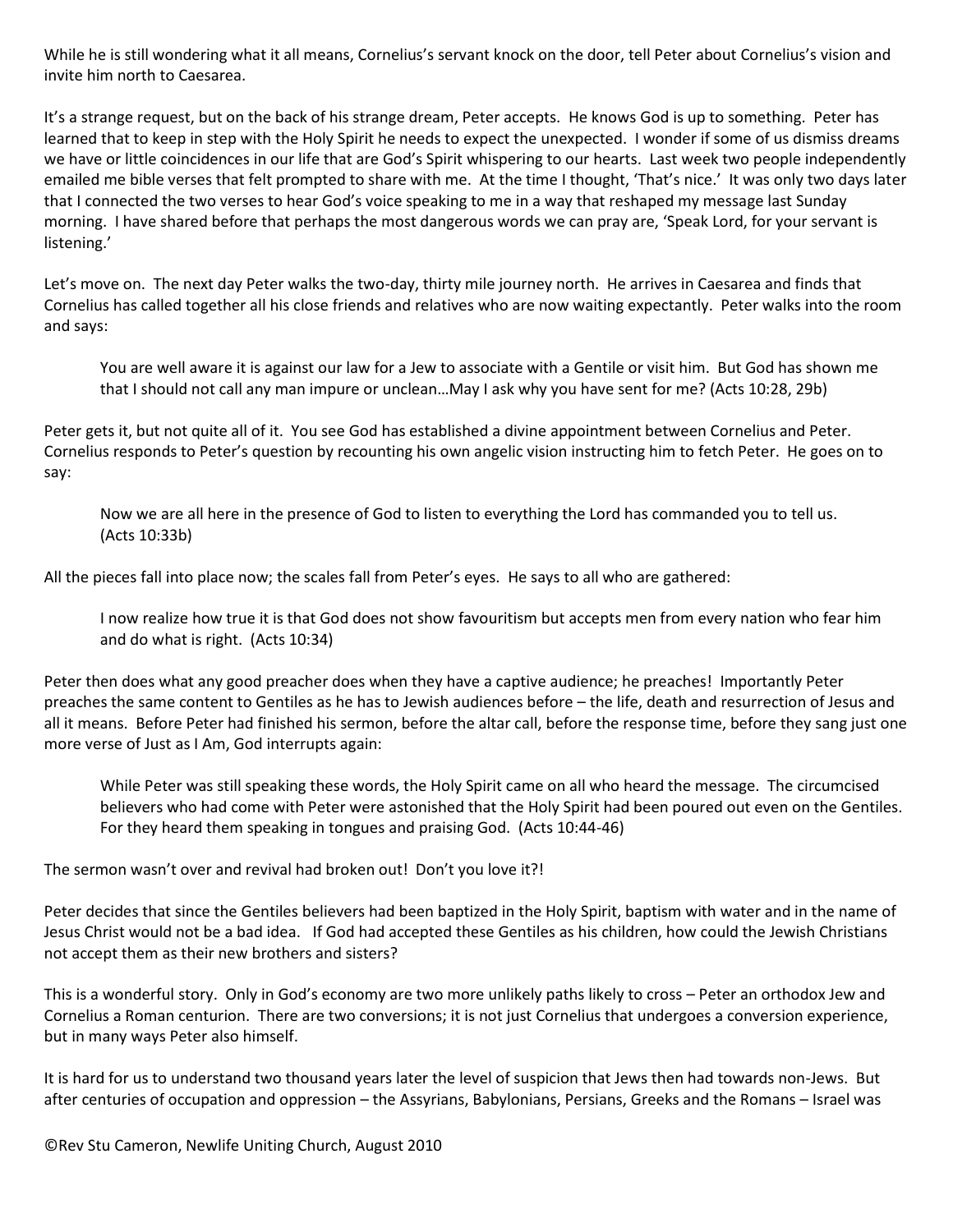While he is still wondering what it all means, Cornelius's servant knock on the door, tell Peter about Cornelius's vision and invite him north to Caesarea.

It's a strange request, but on the back of his strange dream, Peter accepts. He knows God is up to something. Peter has learned that to keep in step with the Holy Spirit he needs to expect the unexpected. I wonder if some of us dismiss dreams we have or little coincidences in our life that are God's Spirit whispering to our hearts. Last week two people independently emailed me bible verses that felt prompted to share with me. At the time I thought, 'That's nice.' It was only two days later that I connected the two verses to hear God's voice speaking to me in a way that reshaped my message last Sunday morning. I have shared before that perhaps the most dangerous words we can pray are, 'Speak Lord, for your servant is listening.'

Let's move on. The next day Peter walks the two-day, thirty mile journey north. He arrives in Caesarea and finds that Cornelius has called together all his close friends and relatives who are now waiting expectantly. Peter walks into the room and says:

> You are well aware it is against our law for a Jew to associate with a Gentile or visit him. But God has shown me that I should not call any man impure or unclean…May I ask why you have sent for me? (Acts 10:28, 29b)

Peter gets it, but not quite all of it. You see God has established a divine appointment between Cornelius and Peter. Cornelius responds to Peter's question by recounting his own angelic vision instructing him to fetch Peter. He goes on to say:

> Now we are all here in the presence of God to listen to everything the Lord has commanded you to tell us. (Acts 10:33b)

All the pieces fall into place now; the scales fall from Peter's eyes. He says to all who are gathered:

> I now realize how true it is that God does not show favouritism but accepts men from every nation who fear him and do what is right. (Acts 10:34)

Peter then does what any good preacher does when they have a captive audience; he preaches! Importantly Peter preaches the same content to Gentiles as he has to Jewish audiences before – the life, death and resurrection of Jesus and all it means. Before Peter had finished his sermon, before the altar call, before the response time, before they sang just one more verse of Just as I Am, God interrupts again:

> While Peter was still speaking these words, the Holy Spirit came on all who heard the message. The circumcised believers who had come with Peter were astonished that the Holy Spirit had been poured out even on the Gentiles. For they heard them speaking in tongues and praising God. (Acts 10:44-46)

The sermon wasn't over and revival had broken out! Don't you love it?!

Peter decides that since the Gentiles believers had been baptized in the Holy Spirit, baptism with water and in the name of Jesus Christ would not be a bad idea. If God had accepted these Gentiles as his children, how could the Jewish Christians not accept them as their new brothers and sisters?

This is a wonderful story. Only in God's economy are two more unlikely paths likely to cross – Peter an orthodox Jew and Cornelius a Roman centurion. There are two conversions; it is not just Cornelius that undergoes a conversion experience, but in many ways Peter also himself.

It is hard for us to understand two thousand years later the level of suspicion that Jews then had towards non-Jews. But after centuries of occupation and oppression – the Assyrians, Babylonians, Persians, Greeks and the Romans – Israel was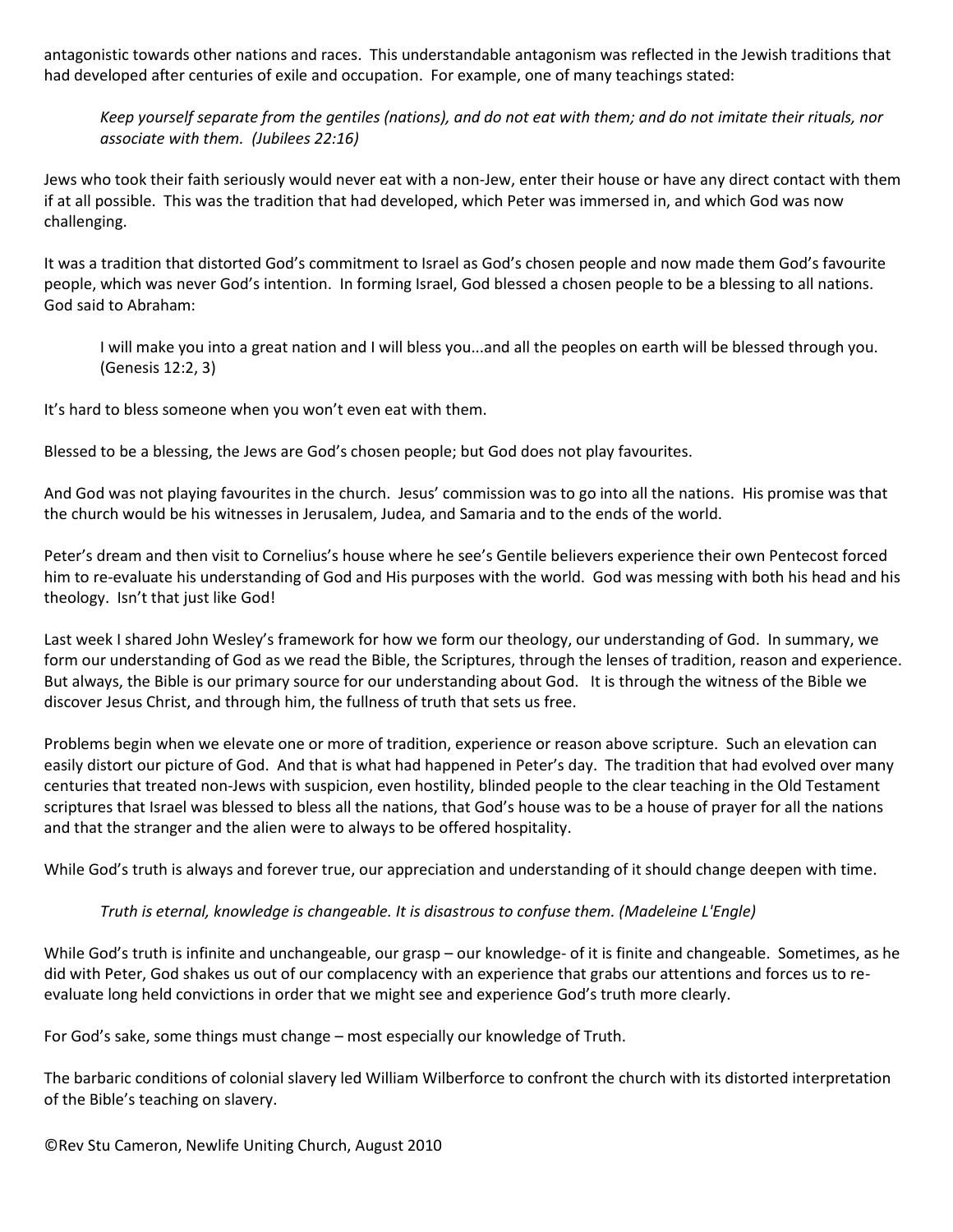antagonistic towards other nations and races. This understandable antagonism was reflected in the Jewish traditions that had developed after centuries of exile and occupation. For example, one of many teachings stated:

> *Keep yourself separate from the gentiles (nations), and do not eat with them; and do not imitate their rituals, nor associate with them. (Jubilees 22:16)*

Jews who took their faith seriously would never eat with a non-Jew, enter their house or have any direct contact with them if at all possible. This was the tradition that had developed, which Peter was immersed in, and which God was now challenging.

It was a tradition that distorted God's commitment to Israel as God's chosen people and now made them God's favourite people, which was never God's intention. In forming Israel, God blessed a chosen people to be a blessing to all nations. God said to Abraham:

> I will make you into a great nation and I will bless you...and all the peoples on earth will be blessed through you. (Genesis 12:2, 3)

It's hard to bless someone when you won't even eat with them.

Blessed to be a blessing, the Jews are God's chosen people; but God does not play favourites.

And God was not playing favourites in the church. Jesus' commission was to go into all the nations. His promise was that the church would be his witnesses in Jerusalem, Judea, and Samaria and to the ends of the world.

Peter's dream and then visit to Cornelius's house where he see's Gentile believers experience their own Pentecost forced him to re-evaluate his understanding of God and His purposes with the world. God was messing with both his head and his theology. Isn't that just like God!

Last week I shared John Wesley's framework for how we form our theology, our understanding of God. In summary, we form our understanding of God as we read the Bible, the Scriptures, through the lenses of tradition, reason and experience. But always, the Bible is our primary source for our understanding about God. It is through the witness of the Bible we discover Jesus Christ, and through him, the fullness of truth that sets us free.

Problems begin when we elevate one or more of tradition, experience or reason above scripture. Such an elevation can easily distort our picture of God. And that is what had happened in Peter's day. The tradition that had evolved over many centuries that treated non-Jews with suspicion, even hostility, blinded people to the clear teaching in the Old Testament scriptures that Israel was blessed to bless all the nations, that God's house was to be a house of prayer for all the nations and that the stranger and the alien were to always to be offered hospitality.

While God's truth is always and forever true, our appreciation and understanding of it should change deepen with time.

> *Truth is eternal, knowledge is changeable. It is disastrous to confuse them. (Madeleine L'Engle)*

While God's truth is infinite and unchangeable, our grasp – our knowledge- of it is finite and changeable. Sometimes, as he did with Peter, God shakes us out of our complacency with an experience that grabs our attentions and forces us to re-evaluate long held convictions in order that we might see and experience God's truth more clearly.

For God's sake, some things must change – most especially our knowledge of Truth.

The barbaric conditions of colonial slavery led William Wilberforce to confront the church with its distorted interpretation of the Bible's teaching on slavery.

©Rev Stu Cameron, Newlife Uniting Church, August 2010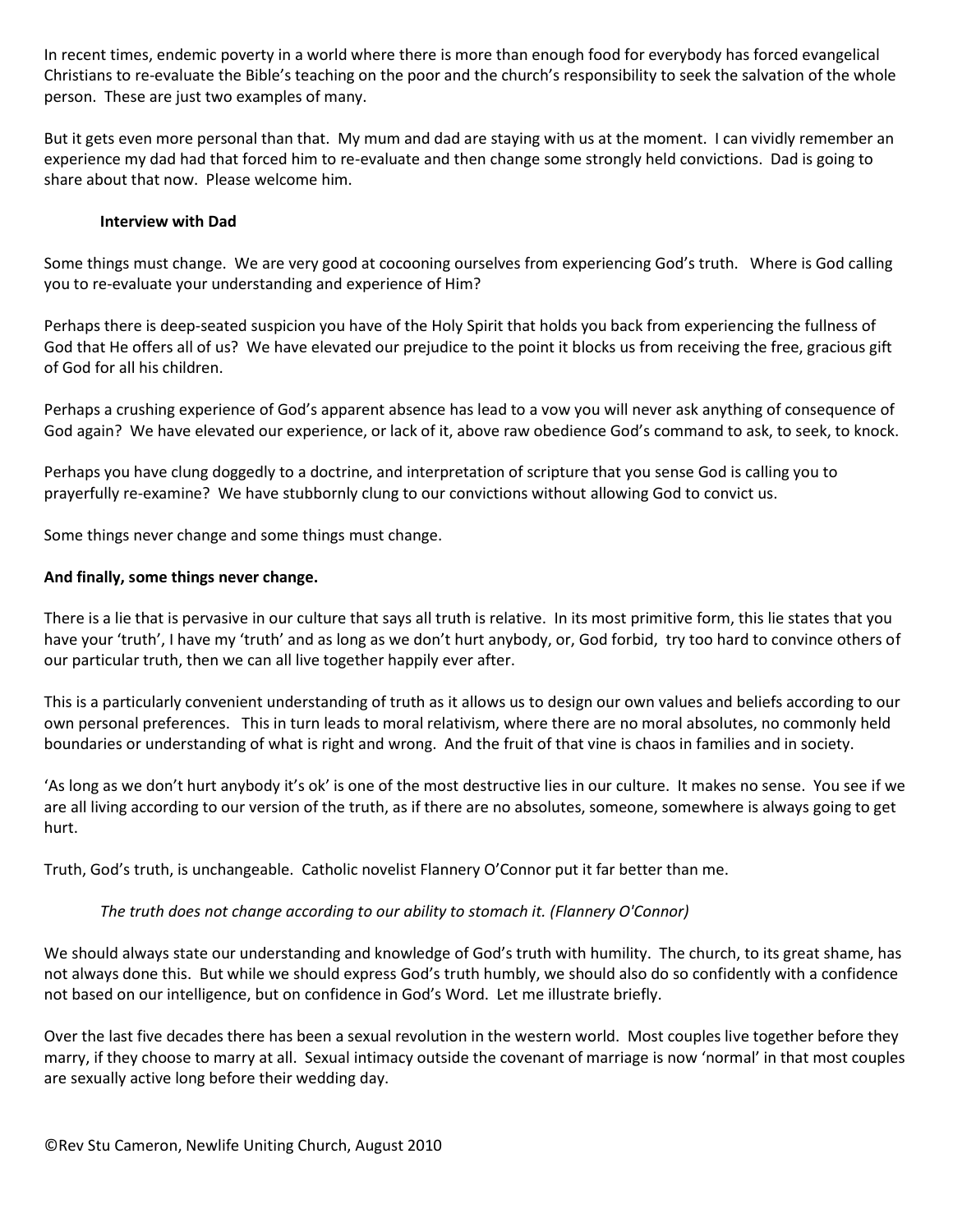In recent times, endemic poverty in a world where there is more than enough food for everybody has forced evangelical Christians to re-evaluate the Bible's teaching on the poor and the church's responsibility to seek the salvation of the whole person. These are just two examples of many.

But it gets even more personal than that. My mum and dad are staying with us at the moment. I can vividly remember an experience my dad had that forced him to re-evaluate and then change some strongly held convictions. Dad is going to share about that now. Please welcome him.

**Interview with Dad**

Some things must change. We are very good at cocooning ourselves from experiencing God's truth. Where is God calling you to re-evaluate your understanding and experience of Him?

Perhaps there is deep-seated suspicion you have of the Holy Spirit that holds you back from experiencing the fullness of God that He offers all of us? We have elevated our prejudice to the point it blocks us from receiving the free, gracious gift of God for all his children.

Perhaps a crushing experience of God's apparent absence has lead to a vow you will never ask anything of consequence of God again? We have elevated our experience, or lack of it, above raw obedience God's command to ask, to seek, to knock.

Perhaps you have clung doggedly to a doctrine, and interpretation of scripture that you sense God is calling you to prayerfully re-examine? We have stubbornly clung to our convictions without allowing God to convict us.

Some things never change and some things must change.

**And finally, some things never change.**

There is a lie that is pervasive in our culture that says all truth is relative. In its most primitive form, this lie states that you have your 'truth', I have my 'truth' and as long as we don't hurt anybody, or, God forbid, try too hard to convince others of our particular truth, then we can all live together happily ever after.

This is a particularly convenient understanding of truth as it allows us to design our own values and beliefs according to our own personal preferences. This in turn leads to moral relativism, where there are no moral absolutes, no commonly held boundaries or understanding of what is right and wrong. And the fruit of that vine is chaos in families and in society.

'As long as we don't hurt anybody it's ok' is one of the most destructive lies in our culture. It makes no sense. You see if we are all living according to our version of the truth, as if there are no absolutes, someone, somewhere is always going to get hurt.

Truth, God's truth, is unchangeable. Catholic novelist Flannery O'Connor put it far better than me.

*The truth does not change according to our ability to stomach it. (Flannery O'Connor)*

We should always state our understanding and knowledge of God's truth with humility. The church, to its great shame, has not always done this. But while we should express God's truth humbly, we should also do so confidently with a confidence not based on our intelligence, but on confidence in God's Word. Let me illustrate briefly.

Over the last five decades there has been a sexual revolution in the western world. Most couples live together before they marry, if they choose to marry at all. Sexual intimacy outside the covenant of marriage is now 'normal' in that most couples are sexually active long before their wedding day.

©Rev Stu Cameron, Newlife Uniting Church, August 2010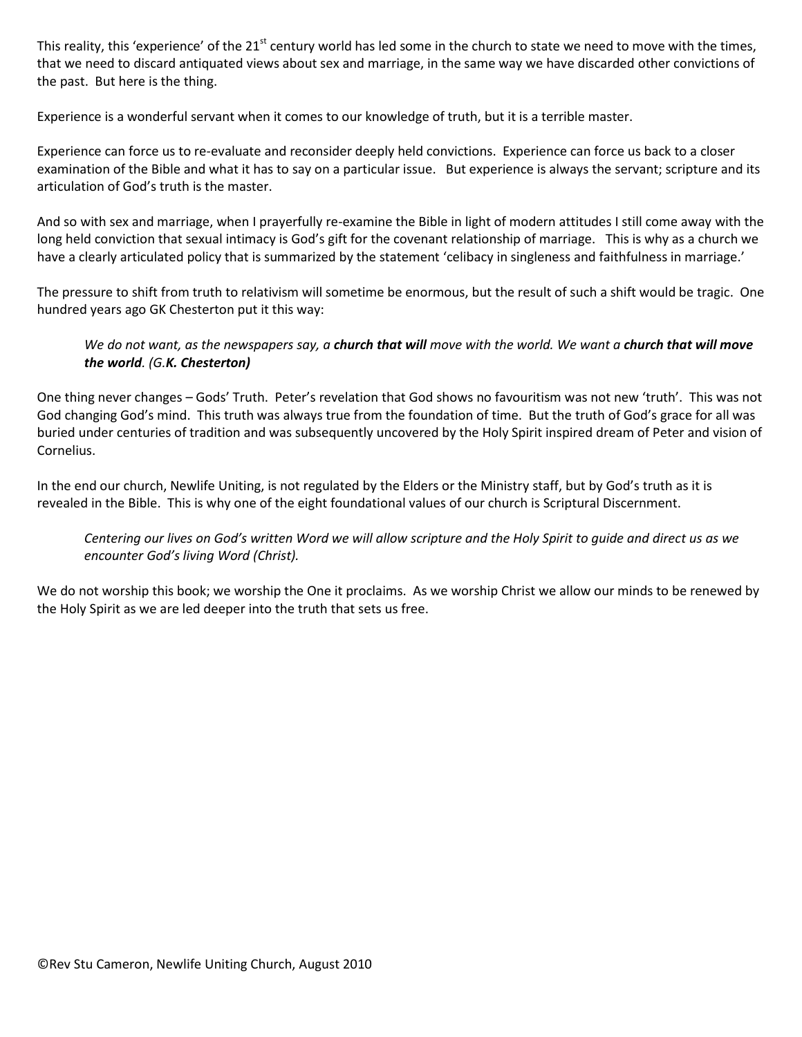This reality, this 'experience' of the 21st century world has led some in the church to state we need to move with the times, that we need to discard antiquated views about sex and marriage, in the same way we have discarded other convictions of the past. But here is the thing.

Experience is a wonderful servant when it comes to our knowledge of truth, but it is a terrible master.

Experience can force us to re-evaluate and reconsider deeply held convictions. Experience can force us back to a closer examination of the Bible and what it has to say on a particular issue. But experience is always the servant; scripture and its articulation of God's truth is the master.

And so with sex and marriage, when I prayerfully re-examine the Bible in light of modern attitudes I still come away with the long held conviction that sexual intimacy is God's gift for the covenant relationship of marriage. This is why as a church we have a clearly articulated policy that is summarized by the statement 'celibacy in singleness and faithfulness in marriage.'

The pressure to shift from truth to relativism will sometime be enormous, but the result of such a shift would be tragic. One hundred years ago GK Chesterton put it this way:

> *We do not want, as the newspapers say, a **church that will** move with the world. We want a **church that will move the world**. (G.**K. Chesterton)***

One thing never changes – Gods' Truth. Peter's revelation that God shows no favouritism was not new 'truth'. This was not God changing God's mind. This truth was always true from the foundation of time. But the truth of God's grace for all was buried under centuries of tradition and was subsequently uncovered by the Holy Spirit inspired dream of Peter and vision of Cornelius.

In the end our church, Newlife Uniting, is not regulated by the Elders or the Ministry staff, but by God's truth as it is revealed in the Bible. This is why one of the eight foundational values of our church is Scriptural Discernment.

> *Centering our lives on God's written Word we will allow scripture and the Holy Spirit to guide and direct us as we encounter God's living Word (Christ).*

We do not worship this book; we worship the One it proclaims. As we worship Christ we allow our minds to be renewed by the Holy Spirit as we are led deeper into the truth that sets us free.

©Rev Stu Cameron, Newlife Uniting Church, August 2010